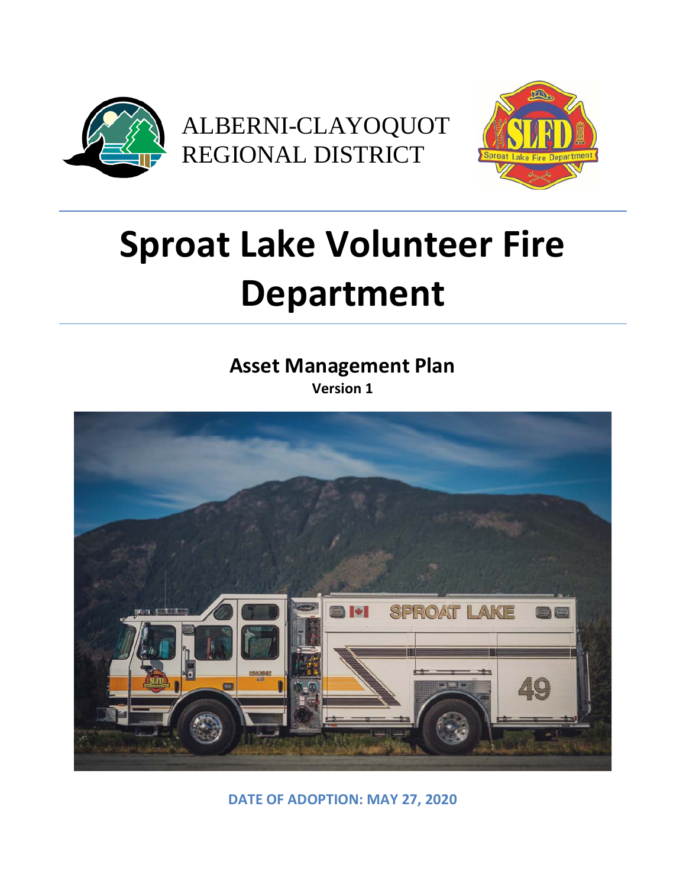ALBERNI-CLAYOQUOT REGIONAL DISTRICT

# Sproat Lake Volunteer Fire Department

## Asset Management Plan

**Version 1**

**DATE OF ADOPTION: MAY 27, 2020**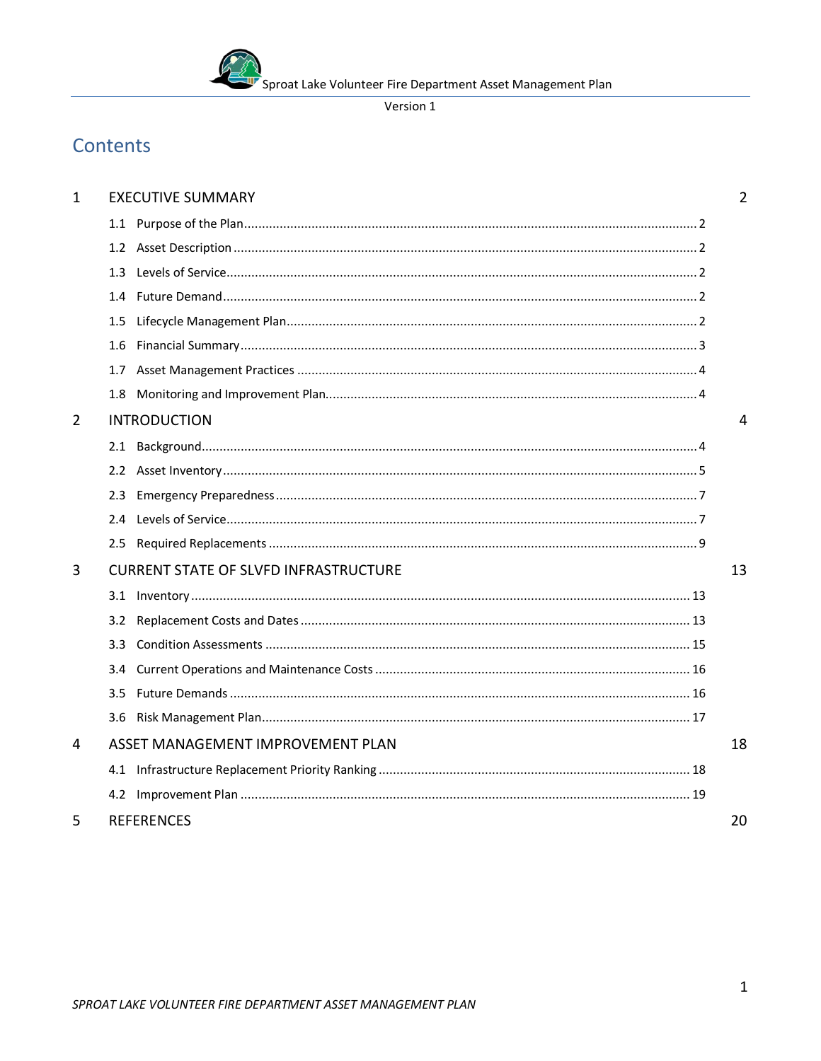# Contents

| | | |
|---|---|---|
| 1 | EXECUTIVE SUMMARY | 2 |
| | 1.1 Purpose of the Plan | 2 |
| | 1.2 Asset Description | 2 |
| | 1.3 Levels of Service | 2 |
| | 1.4 Future Demand | 2 |
| | 1.5 Lifecycle Management Plan | 2 |
| | 1.6 Financial Summary | 3 |
| | 1.7 Asset Management Practices | 4 |
| | 1.8 Monitoring and Improvement Plan | 4 |
| 2 | INTRODUCTION | 4 |
| | 2.1 Background | 4 |
| | 2.2 Asset Inventory | 5 |
| | 2.3 Emergency Preparedness | 7 |
| | 2.4 Levels of Service | 7 |
| | 2.5 Required Replacements | 9 |
| 3 | CURRENT STATE OF SLVFD INFRASTRUCTURE | 13 |
| | 3.1 Inventory | 13 |
| | 3.2 Replacement Costs and Dates | 13 |
| | 3.3 Condition Assessments | 15 |
| | 3.4 Current Operations and Maintenance Costs | 16 |
| | 3.5 Future Demands | 16 |
| | 3.6 Risk Management Plan | 17 |
| 4 | ASSET MANAGEMENT IMPROVEMENT PLAN | 18 |
| | 4.1 Infrastructure Replacement Priority Ranking | 18 |
| | 4.2 Improvement Plan | 19 |
| 5 | REFERENCES | 20 |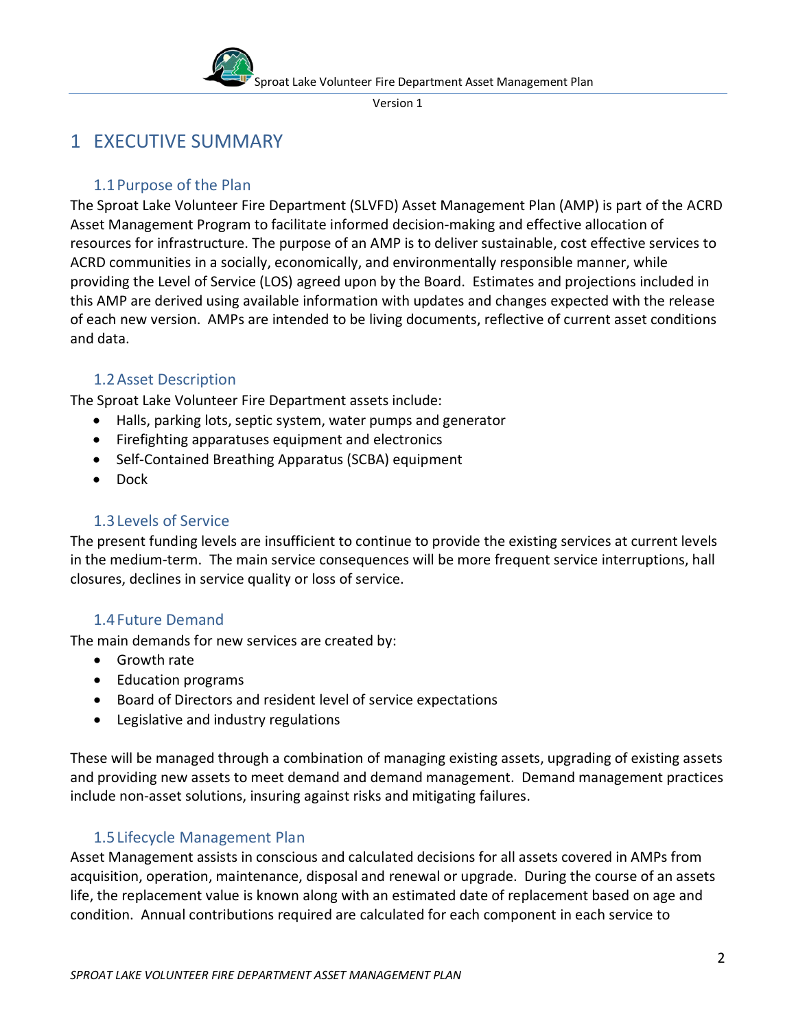# 1 EXECUTIVE SUMMARY

## 1.1 Purpose of the Plan

The Sproat Lake Volunteer Fire Department (SLVFD) Asset Management Plan (AMP) is part of the ACRD Asset Management Program to facilitate informed decision-making and effective allocation of resources for infrastructure. The purpose of an AMP is to deliver sustainable, cost effective services to ACRD communities in a socially, economically, and environmentally responsible manner, while providing the Level of Service (LOS) agreed upon by the Board. Estimates and projections included in this AMP are derived using available information with updates and changes expected with the release of each new version. AMPs are intended to be living documents, reflective of current asset conditions and data.

## 1.2 Asset Description

The Sproat Lake Volunteer Fire Department assets include:

- Halls, parking lots, septic system, water pumps and generator
- Firefighting apparatuses equipment and electronics
- Self-Contained Breathing Apparatus (SCBA) equipment
- Dock

## 1.3 Levels of Service

The present funding levels are insufficient to continue to provide the existing services at current levels in the medium-term. The main service consequences will be more frequent service interruptions, hall closures, declines in service quality or loss of service.

## 1.4 Future Demand

The main demands for new services are created by:

- Growth rate
- Education programs
- Board of Directors and resident level of service expectations
- Legislative and industry regulations

These will be managed through a combination of managing existing assets, upgrading of existing assets and providing new assets to meet demand and demand management. Demand management practices include non-asset solutions, insuring against risks and mitigating failures.

## 1.5 Lifecycle Management Plan

Asset Management assists in conscious and calculated decisions for all assets covered in AMPs from acquisition, operation, maintenance, disposal and renewal or upgrade. During the course of an assets life, the replacement value is known along with an estimated date of replacement based on age and condition. Annual contributions required are calculated for each component in each service to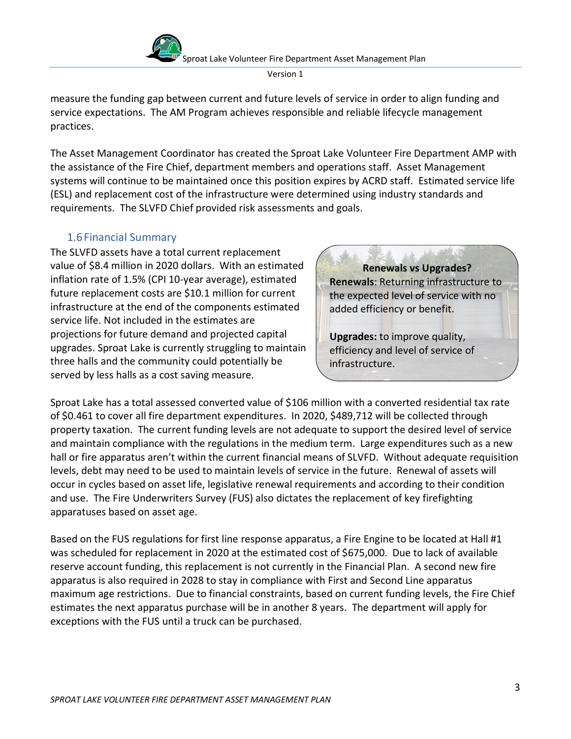measure the funding gap between current and future levels of service in order to align funding and service expectations. The AM Program achieves responsible and reliable lifecycle management practices.

The Asset Management Coordinator has created the Sproat Lake Volunteer Fire Department AMP with the assistance of the Fire Chief, department members and operations staff. Asset Management systems will continue to be maintained once this position expires by ACRD staff. Estimated service life (ESL) and replacement cost of the infrastructure were determined using industry standards and requirements. The SLVFD Chief provided risk assessments and goals.

## 1.6 Financial Summary

The SLVFD assets have a total current replacement value of $8.4 million in 2020 dollars. With an estimated inflation rate of 1.5% (CPI 10-year average), estimated future replacement costs are $10.1 million for current infrastructure at the end of the components estimated service life. Not included in the estimates are projections for future demand and projected capital upgrades. Sproat Lake is currently struggling to maintain three halls and the community could potentially be served by less halls as a cost saving measure.

> **Renewals vs Upgrades?**
>
> **Renewals**: Returning infrastructure to the expected level of service with no added efficiency or benefit.
>
> **Upgrades:** to improve quality, efficiency and level of service of infrastructure.

Sproat Lake has a total assessed converted value of $106 million with a converted residential tax rate of $0.461 to cover all fire department expenditures. In 2020, $489,712 will be collected through property taxation. The current funding levels are not adequate to support the desired level of service and maintain compliance with the regulations in the medium term. Large expenditures such as a new hall or fire apparatus aren't within the current financial means of SLVFD. Without adequate requisition levels, debt may need to be used to maintain levels of service in the future. Renewal of assets will occur in cycles based on asset life, legislative renewal requirements and according to their condition and use. The Fire Underwriters Survey (FUS) also dictates the replacement of key firefighting apparatuses based on asset age.

Based on the FUS regulations for first line response apparatus, a Fire Engine to be located at Hall #1 was scheduled for replacement in 2020 at the estimated cost of $675,000. Due to lack of available reserve account funding, this replacement is not currently in the Financial Plan. A second new fire apparatus is also required in 2028 to stay in compliance with First and Second Line apparatus maximum age restrictions. Due to financial constraints, based on current funding levels, the Fire Chief estimates the next apparatus purchase will be in another 8 years. The department will apply for exceptions with the FUS until a truck can be purchased.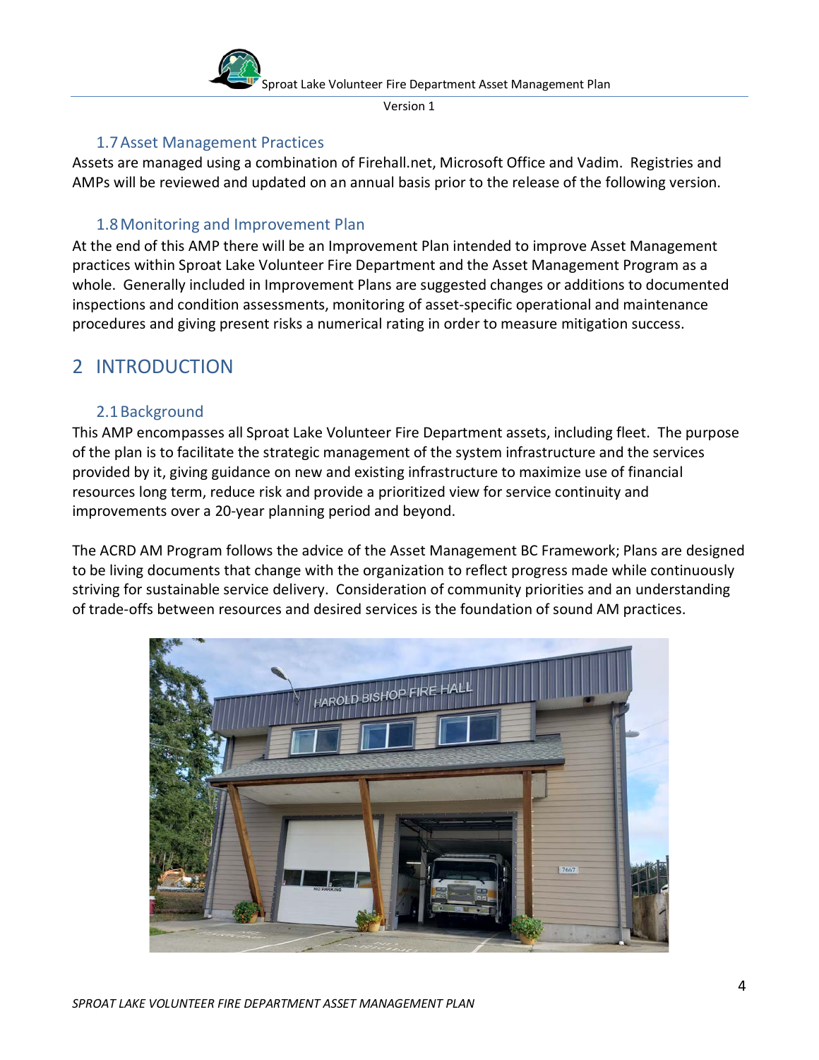### 1.7 Asset Management Practices

Assets are managed using a combination of Firehall.net, Microsoft Office and Vadim. Registries and AMPs will be reviewed and updated on an annual basis prior to the release of the following version.

### 1.8 Monitoring and Improvement Plan

At the end of this AMP there will be an Improvement Plan intended to improve Asset Management practices within Sproat Lake Volunteer Fire Department and the Asset Management Program as a whole. Generally included in Improvement Plans are suggested changes or additions to documented inspections and condition assessments, monitoring of asset-specific operational and maintenance procedures and giving present risks a numerical rating in order to measure mitigation success.

## 2 INTRODUCTION

### 2.1 Background

This AMP encompasses all Sproat Lake Volunteer Fire Department assets, including fleet. The purpose of the plan is to facilitate the strategic management of the system infrastructure and the services provided by it, giving guidance on new and existing infrastructure to maximize use of financial resources long term, reduce risk and provide a prioritized view for service continuity and improvements over a 20-year planning period and beyond.

The ACRD AM Program follows the advice of the Asset Management BC Framework; Plans are designed to be living documents that change with the organization to reflect progress made while continuously striving for sustainable service delivery. Consideration of community priorities and an understanding of trade-offs between resources and desired services is the foundation of sound AM practices.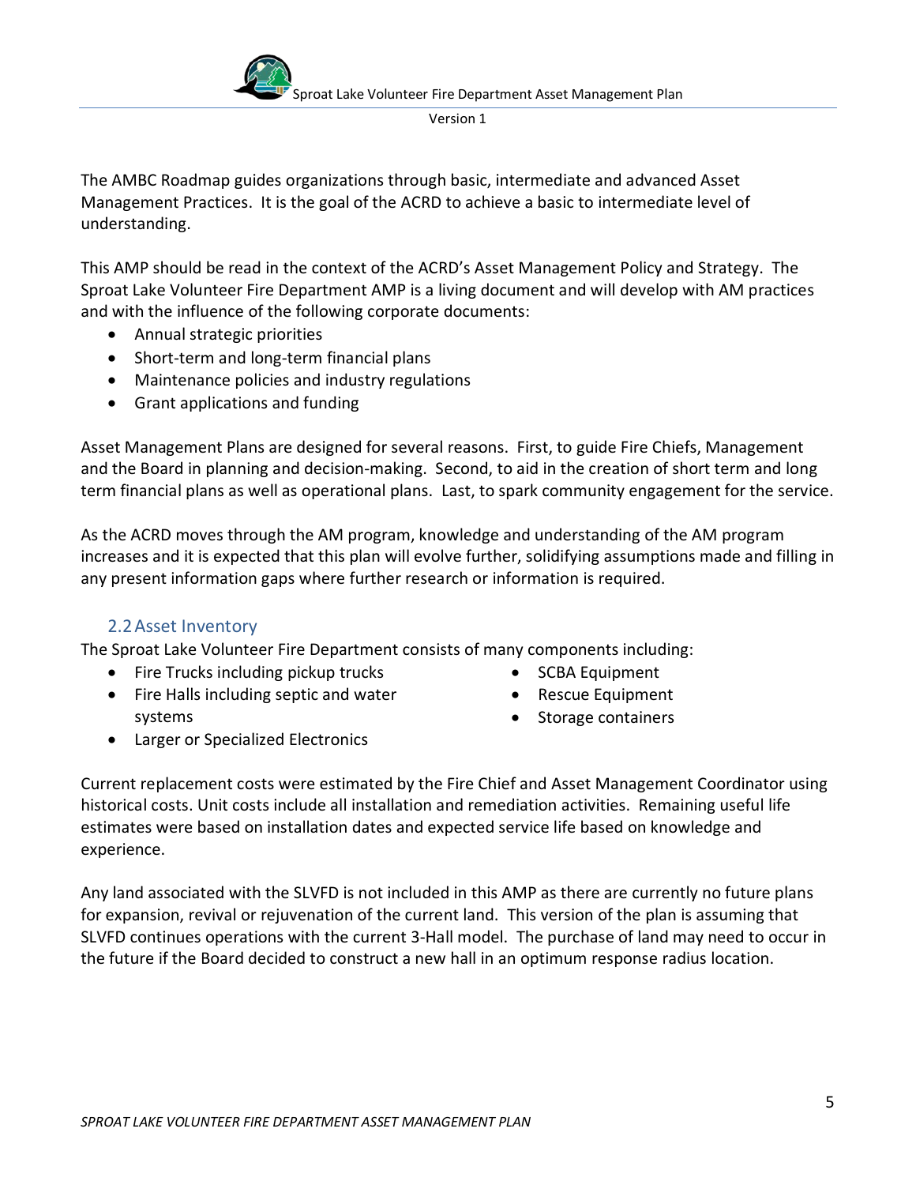The AMBC Roadmap guides organizations through basic, intermediate and advanced Asset Management Practices. It is the goal of the ACRD to achieve a basic to intermediate level of understanding.

This AMP should be read in the context of the ACRD's Asset Management Policy and Strategy. The Sproat Lake Volunteer Fire Department AMP is a living document and will develop with AM practices and with the influence of the following corporate documents:

- Annual strategic priorities
- Short-term and long-term financial plans
- Maintenance policies and industry regulations
- Grant applications and funding

Asset Management Plans are designed for several reasons. First, to guide Fire Chiefs, Management and the Board in planning and decision-making. Second, to aid in the creation of short term and long term financial plans as well as operational plans. Last, to spark community engagement for the service.

As the ACRD moves through the AM program, knowledge and understanding of the AM program increases and it is expected that this plan will evolve further, solidifying assumptions made and filling in any present information gaps where further research or information is required.

## 2.2 Asset Inventory

The Sproat Lake Volunteer Fire Department consists of many components including:

- Fire Trucks including pickup trucks
- Fire Halls including septic and water systems
- Larger or Specialized Electronics
- SCBA Equipment
- Rescue Equipment
- Storage containers

Current replacement costs were estimated by the Fire Chief and Asset Management Coordinator using historical costs. Unit costs include all installation and remediation activities. Remaining useful life estimates were based on installation dates and expected service life based on knowledge and experience.

Any land associated with the SLVFD is not included in this AMP as there are currently no future plans for expansion, revival or rejuvenation of the current land. This version of the plan is assuming that SLVFD continues operations with the current 3-Hall model. The purchase of land may need to occur in the future if the Board decided to construct a new hall in an optimum response radius location.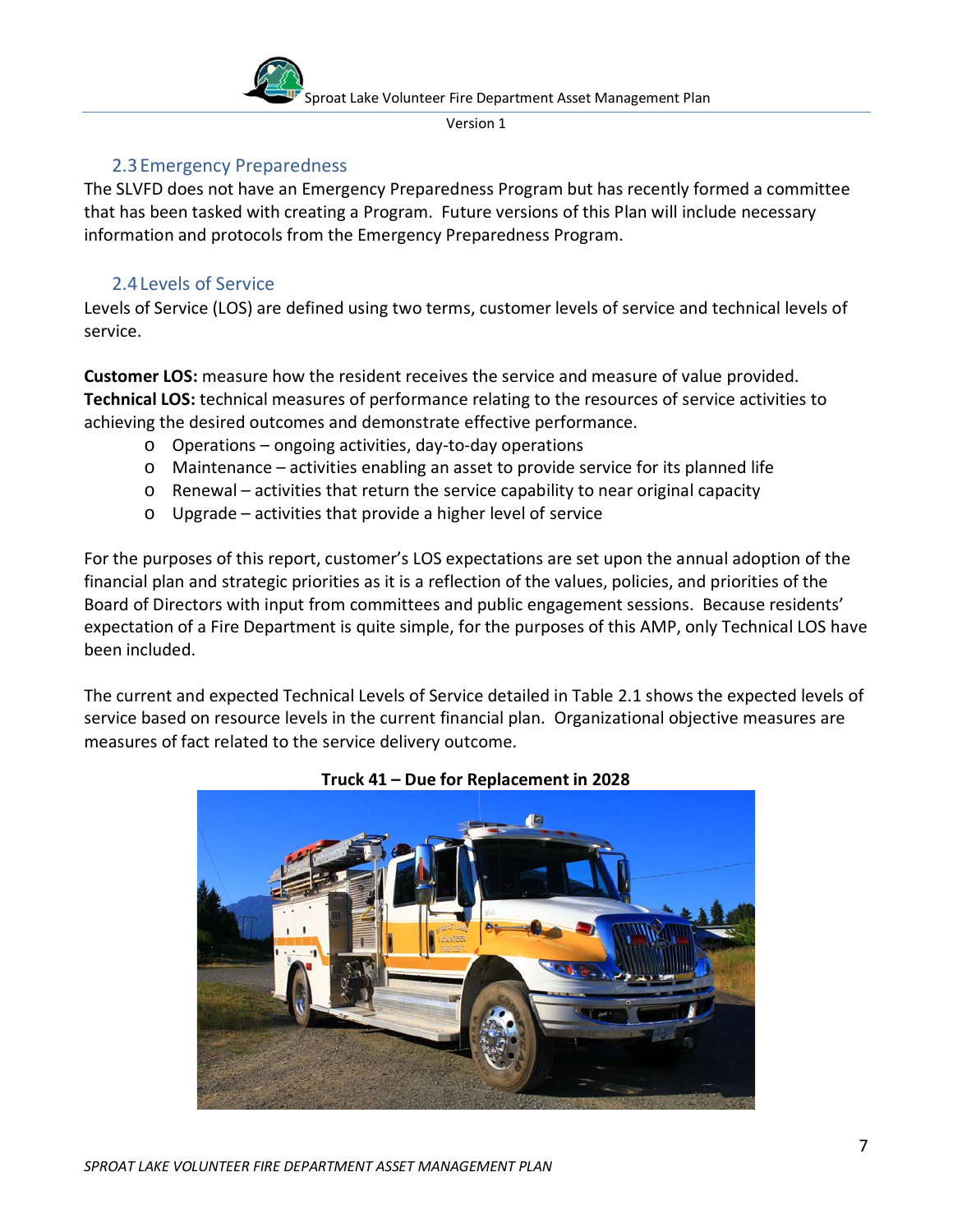## 2.3 Emergency Preparedness

The SLVFD does not have an Emergency Preparedness Program but has recently formed a committee that has been tasked with creating a Program. Future versions of this Plan will include necessary information and protocols from the Emergency Preparedness Program.

## 2.4 Levels of Service

Levels of Service (LOS) are defined using two terms, customer levels of service and technical levels of service.

**Customer LOS:** measure how the resident receives the service and measure of value provided.
**Technical LOS:** technical measures of performance relating to the resources of service activities to achieving the desired outcomes and demonstrate effective performance.

- Operations – ongoing activities, day-to-day operations
- Maintenance – activities enabling an asset to provide service for its planned life
- Renewal – activities that return the service capability to near original capacity
- Upgrade – activities that provide a higher level of service

For the purposes of this report, customer's LOS expectations are set upon the annual adoption of the financial plan and strategic priorities as it is a reflection of the values, policies, and priorities of the Board of Directors with input from committees and public engagement sessions. Because residents' expectation of a Fire Department is quite simple, for the purposes of this AMP, only Technical LOS have been included.

The current and expected Technical Levels of Service detailed in Table 2.1 shows the expected levels of service based on resource levels in the current financial plan. Organizational objective measures are measures of fact related to the service delivery outcome.

**Truck 41 – Due for Replacement in 2028**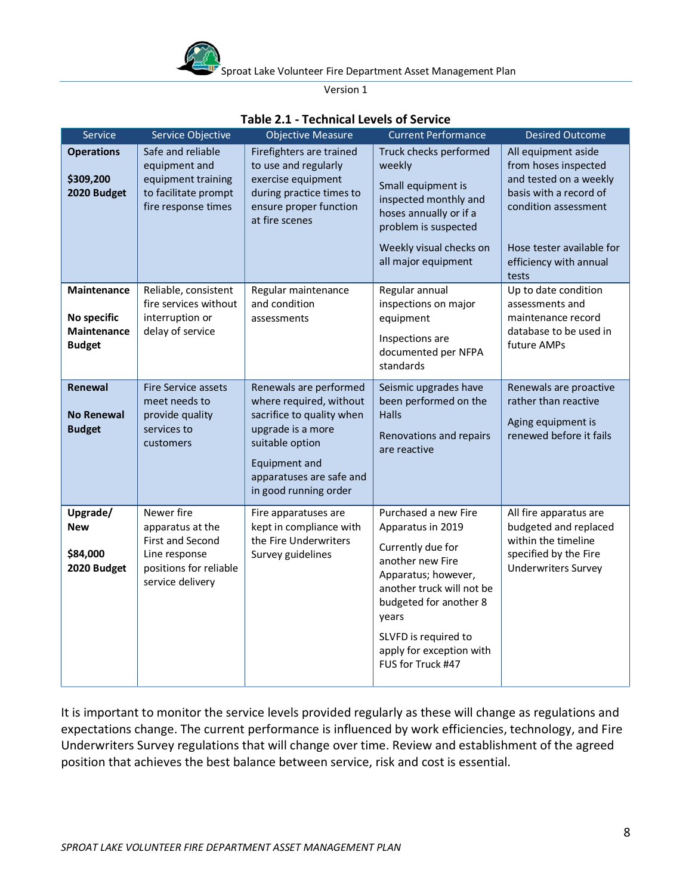**Table 2.1 - Technical Levels of Service**

| Service | Service Objective | Objective Measure | Current Performance | Desired Outcome |
|---|---|---|---|---|
| **Operations**<br><br>**$309,200 2020 Budget** | Safe and reliable equipment and equipment training to facilitate prompt fire response times | Firefighters are trained to use and regularly exercise equipment during practice times to ensure proper function at fire scenes | Truck checks performed weekly<br><br>Small equipment is inspected monthly and hoses annually or if a problem is suspected<br><br>Weekly visual checks on all major equipment | All equipment aside from hoses inspected and tested on a weekly basis with a record of condition assessment<br><br>Hose tester available for efficiency with annual tests |
| **Maintenance**<br><br>**No specific Maintenance Budget** | Reliable, consistent fire services without interruption or delay of service | Regular maintenance and condition assessments | Regular annual inspections on major equipment<br><br>Inspections are documented per NFPA standards | Up to date condition assessments and maintenance record database to be used in future AMPs |
| **Renewal**<br><br>**No Renewal Budget** | Fire Service assets meet needs to provide quality services to customers | Renewals are performed where required, without sacrifice to quality when upgrade is a more suitable option<br><br>Equipment and apparatuses are safe and in good running order | Seismic upgrades have been performed on the Halls<br><br>Renovations and repairs are reactive | Renewals are proactive rather than reactive<br><br>Aging equipment is renewed before it fails |
| **Upgrade/ New**<br><br>**$84,000 2020 Budget** | Newer fire apparatus at the First and Second Line response positions for reliable service delivery | Fire apparatuses are kept in compliance with the Fire Underwriters Survey guidelines | Purchased a new Fire Apparatus in 2019<br><br>Currently due for another new Fire Apparatus; however, another truck will not be budgeted for another 8 years<br><br>SLVFD is required to apply for exception with FUS for Truck #47 | All fire apparatus are budgeted and replaced within the timeline specified by the Fire Underwriters Survey |

It is important to monitor the service levels provided regularly as these will change as regulations and expectations change. The current performance is influenced by work efficiencies, technology, and Fire Underwriters Survey regulations that will change over time. Review and establishment of the agreed position that achieves the best balance between service, risk and cost is essential.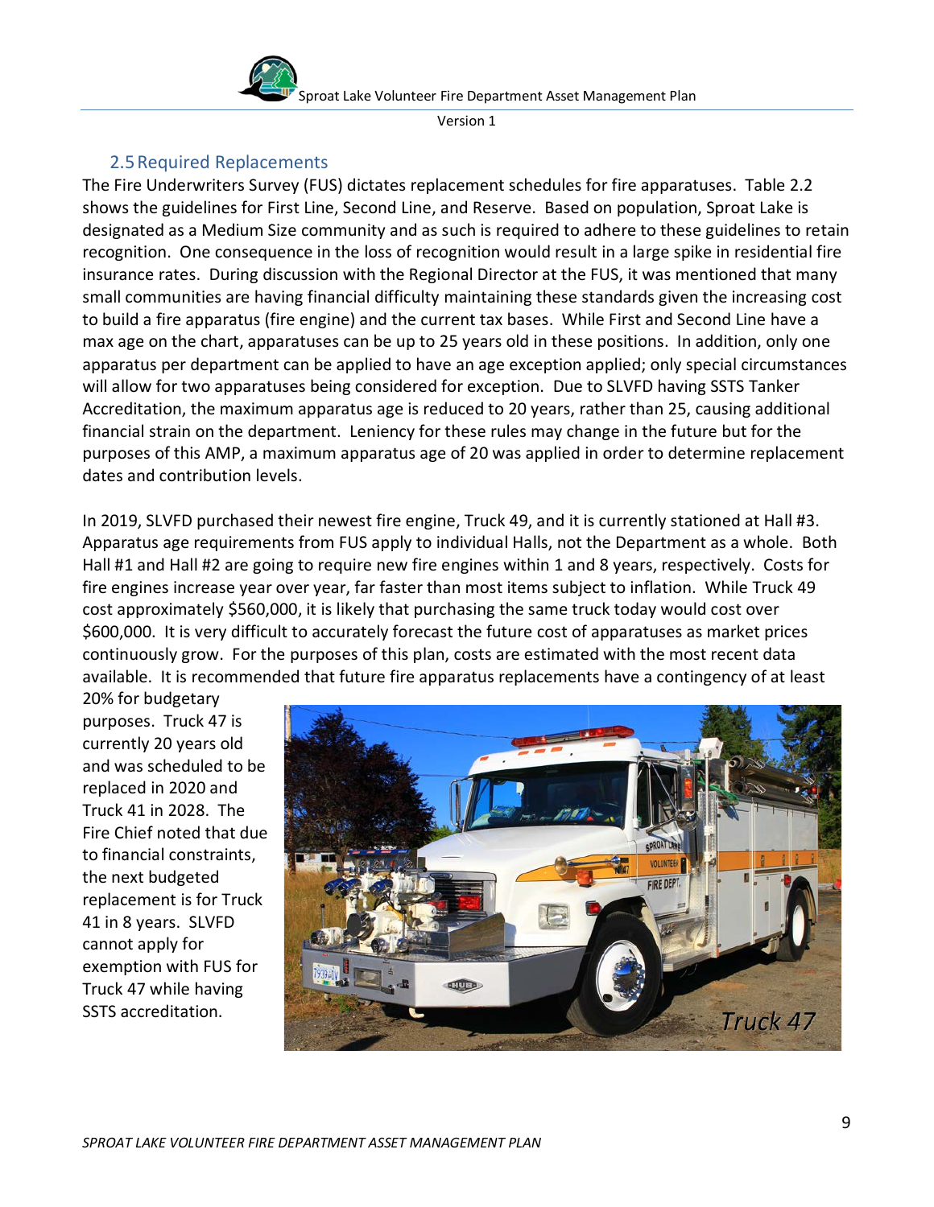## 2.5 Required Replacements

The Fire Underwriters Survey (FUS) dictates replacement schedules for fire apparatuses. Table 2.2 shows the guidelines for First Line, Second Line, and Reserve. Based on population, Sproat Lake is designated as a Medium Size community and as such is required to adhere to these guidelines to retain recognition. One consequence in the loss of recognition would result in a large spike in residential fire insurance rates. During discussion with the Regional Director at the FUS, it was mentioned that many small communities are having financial difficulty maintaining these standards given the increasing cost to build a fire apparatus (fire engine) and the current tax bases. While First and Second Line have a max age on the chart, apparatuses can be up to 25 years old in these positions. In addition, only one apparatus per department can be applied to have an age exception applied; only special circumstances will allow for two apparatuses being considered for exception. Due to SLVFD having SSTS Tanker Accreditation, the maximum apparatus age is reduced to 20 years, rather than 25, causing additional financial strain on the department. Leniency for these rules may change in the future but for the purposes of this AMP, a maximum apparatus age of 20 was applied in order to determine replacement dates and contribution levels.

In 2019, SLVFD purchased their newest fire engine, Truck 49, and it is currently stationed at Hall #3. Apparatus age requirements from FUS apply to individual Halls, not the Department as a whole. Both Hall #1 and Hall #2 are going to require new fire engines within 1 and 8 years, respectively. Costs for fire engines increase year over year, far faster than most items subject to inflation. While Truck 49 cost approximately $560,000, it is likely that purchasing the same truck today would cost over $600,000. It is very difficult to accurately forecast the future cost of apparatuses as market prices continuously grow. For the purposes of this plan, costs are estimated with the most recent data available. It is recommended that future fire apparatus replacements have a contingency of at least 20% for budgetary purposes. Truck 47 is currently 20 years old and was scheduled to be replaced in 2020 and Truck 41 in 2028. The Fire Chief noted that due to financial constraints, the next budgeted replacement is for Truck 41 in 8 years. SLVFD cannot apply for exemption with FUS for Truck 47 while having SSTS accreditation.

*Truck 47*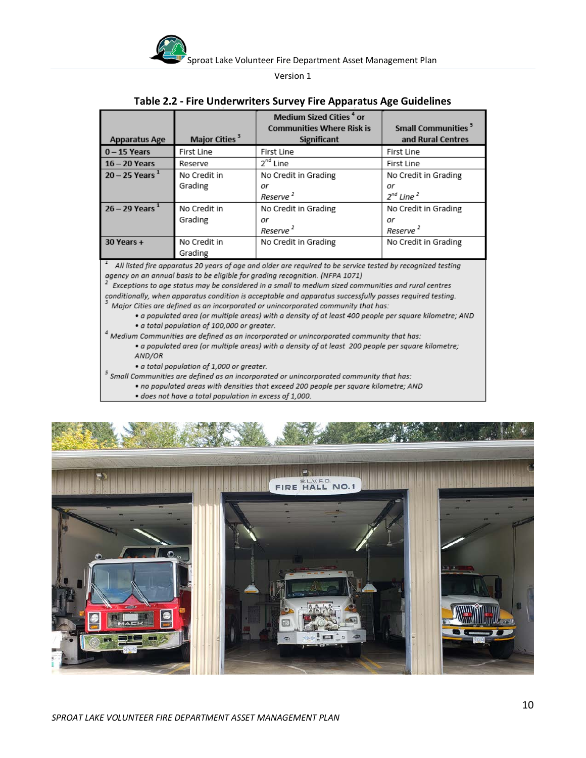## Table 2.2 - Fire Underwriters Survey Fire Apparatus Age Guidelines

| Apparatus Age | Major Cities [3] | Medium Sized Cities [4] or Communities Where Risk is Significant | Small Communities [5] and Rural Centres |
|---|---|---|---|
| 0 – 15 Years | First Line | First Line | First Line |
| 16 – 20 Years | Reserve | 2nd Line | First Line |
| 20 – 25 Years [1] | No Credit in Grading | No Credit in Grading *or* *Reserve* [2] | No Credit in Grading *or* *2nd Line* [2] |
| 26 – 29 Years [1] | No Credit in Grading | No Credit in Grading *or* *Reserve* [2] | No Credit in Grading *or* *Reserve* [2] |
| 30 Years + | No Credit in Grading | No Credit in Grading | No Credit in Grading |

[1] *All listed fire apparatus 20 years of age and older are required to be service tested by recognized testing agency on an annual basis to be eligible for grading recognition. (NFPA 1071)*

[2] *Exceptions to age status may be considered in a small to medium sized communities and rural centres conditionally, when apparatus condition is acceptable and apparatus successfully passes required testing.*

[3] *Major Cities are defined as an incorporated or unincorporated community that has:*

- *a populated area (or multiple areas) with a density of at least 400 people per square kilometre; AND*
- *a total population of 100,000 or greater.*

[4] *Medium Communities are defined as an incorporated or unincorporated community that has:*

- *a populated area (or multiple areas) with a density of at least 200 people per square kilometre; AND/OR*
- *a total population of 1,000 or greater.*

[5] *Small Communities are defined as an incorporated or unincorporated community that has:*

- *no populated areas with densities that exceed 200 people per square kilometre; AND*
- *does not have a total population in excess of 1,000.*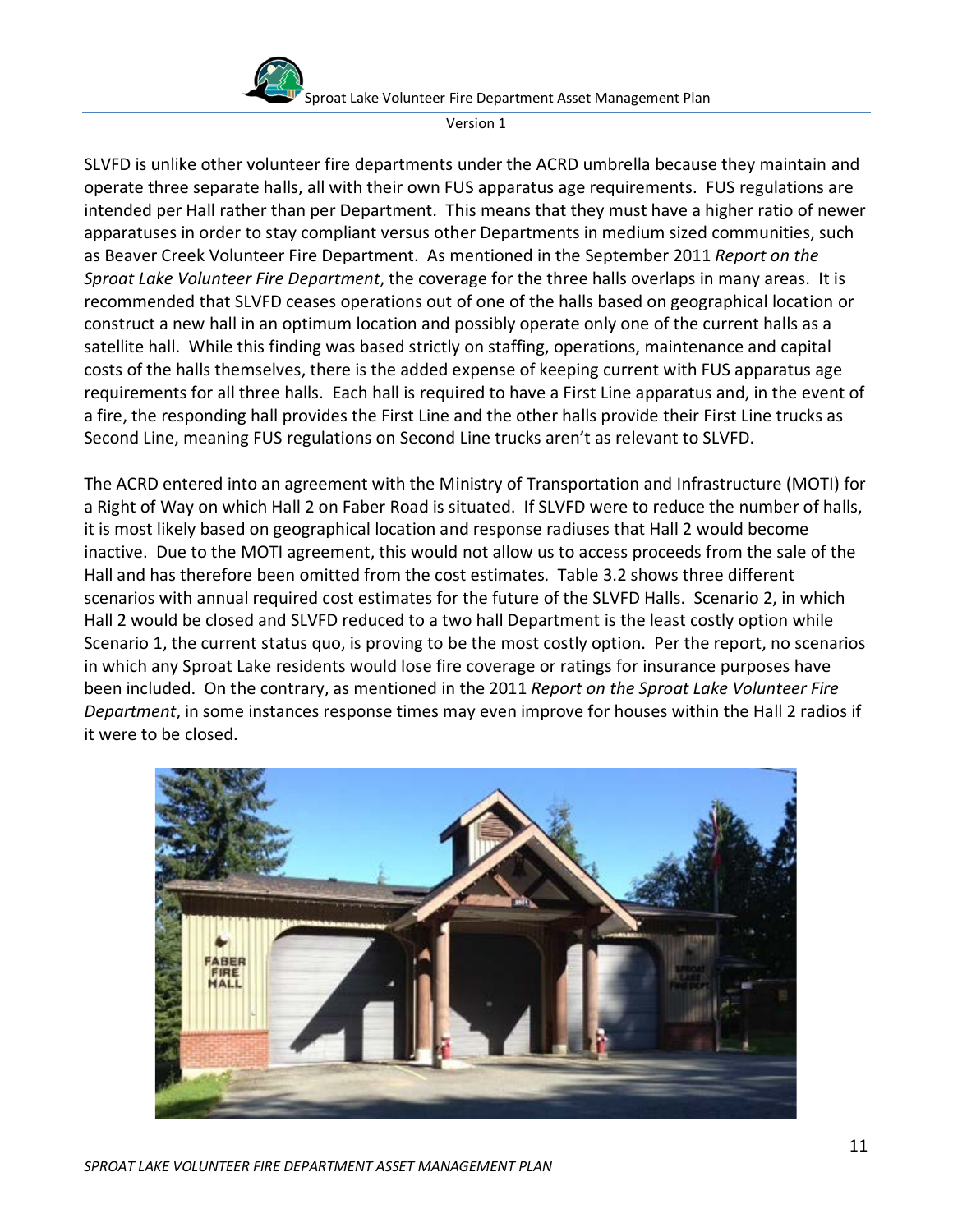SLVFD is unlike other volunteer fire departments under the ACRD umbrella because they maintain and operate three separate halls, all with their own FUS apparatus age requirements. FUS regulations are intended per Hall rather than per Department. This means that they must have a higher ratio of newer apparatuses in order to stay compliant versus other Departments in medium sized communities, such as Beaver Creek Volunteer Fire Department. As mentioned in the September 2011 *Report on the Sproat Lake Volunteer Fire Department*, the coverage for the three halls overlaps in many areas. It is recommended that SLVFD ceases operations out of one of the halls based on geographical location or construct a new hall in an optimum location and possibly operate only one of the current halls as a satellite hall. While this finding was based strictly on staffing, operations, maintenance and capital costs of the halls themselves, there is the added expense of keeping current with FUS apparatus age requirements for all three halls. Each hall is required to have a First Line apparatus and, in the event of a fire, the responding hall provides the First Line and the other halls provide their First Line trucks as Second Line, meaning FUS regulations on Second Line trucks aren't as relevant to SLVFD.

The ACRD entered into an agreement with the Ministry of Transportation and Infrastructure (MOTI) for a Right of Way on which Hall 2 on Faber Road is situated. If SLVFD were to reduce the number of halls, it is most likely based on geographical location and response radiuses that Hall 2 would become inactive. Due to the MOTI agreement, this would not allow us to access proceeds from the sale of the Hall and has therefore been omitted from the cost estimates. Table 3.2 shows three different scenarios with annual required cost estimates for the future of the SLVFD Halls. Scenario 2, in which Hall 2 would be closed and SLVFD reduced to a two hall Department is the least costly option while Scenario 1, the current status quo, is proving to be the most costly option. Per the report, no scenarios in which any Sproat Lake residents would lose fire coverage or ratings for insurance purposes have been included. On the contrary, as mentioned in the 2011 *Report on the Sproat Lake Volunteer Fire Department*, in some instances response times may even improve for houses within the Hall 2 radios if it were to be closed.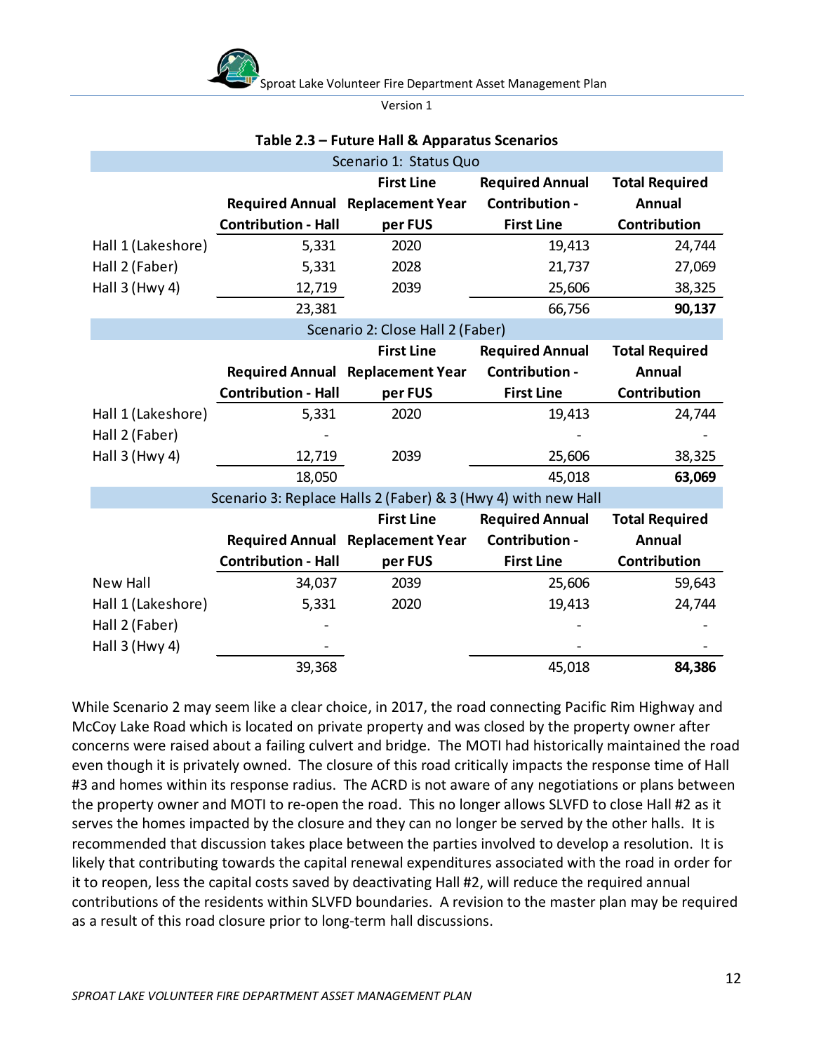**Table 2.3 – Future Hall & Apparatus Scenarios**

| Scenario 1: Status Quo | | | | |
|---|---|---|---|---|
| | Required Annual Contribution - Hall | First Line Replacement Year per FUS | Required Annual Contribution - First Line | Total Required Annual Contribution |
| Hall 1 (Lakeshore) | 5,331 | 2020 | 19,413 | 24,744 |
| Hall 2 (Faber) | 5,331 | 2028 | 21,737 | 27,069 |
| Hall 3 (Hwy 4) | 12,719 | 2039 | 25,606 | 38,325 |
| | 23,381 | | 66,756 | **90,137** |
| **Scenario 2: Close Hall 2 (Faber)** | | | | |
| | Required Annual Contribution - Hall | First Line Replacement Year per FUS | Required Annual Contribution - First Line | Total Required Annual Contribution |
| Hall 1 (Lakeshore) | 5,331 | 2020 | 19,413 | 24,744 |
| Hall 2 (Faber) | - | | - | - |
| Hall 3 (Hwy 4) | 12,719 | 2039 | 25,606 | 38,325 |
| | 18,050 | | 45,018 | **63,069** |
| **Scenario 3: Replace Halls 2 (Faber) & 3 (Hwy 4) with new Hall** | | | | |
| | Required Annual Contribution - Hall | First Line Replacement Year per FUS | Required Annual Contribution - First Line | Total Required Annual Contribution |
| New Hall | 34,037 | 2039 | 25,606 | 59,643 |
| Hall 1 (Lakeshore) | 5,331 | 2020 | 19,413 | 24,744 |
| Hall 2 (Faber) | - | | - | - |
| Hall 3 (Hwy 4) | - | | - | - |
| | 39,368 | | 45,018 | **84,386** |

While Scenario 2 may seem like a clear choice, in 2017, the road connecting Pacific Rim Highway and McCoy Lake Road which is located on private property and was closed by the property owner after concerns were raised about a failing culvert and bridge. The MOTI had historically maintained the road even though it is privately owned. The closure of this road critically impacts the response time of Hall #3 and homes within its response radius. The ACRD is not aware of any negotiations or plans between the property owner and MOTI to re-open the road. This no longer allows SLVFD to close Hall #2 as it serves the homes impacted by the closure and they can no longer be served by the other halls. It is recommended that discussion takes place between the parties involved to develop a resolution. It is likely that contributing towards the capital renewal expenditures associated with the road in order for it to reopen, less the capital costs saved by deactivating Hall #2, will reduce the required annual contributions of the residents within SLVFD boundaries. A revision to the master plan may be required as a result of this road closure prior to long-term hall discussions.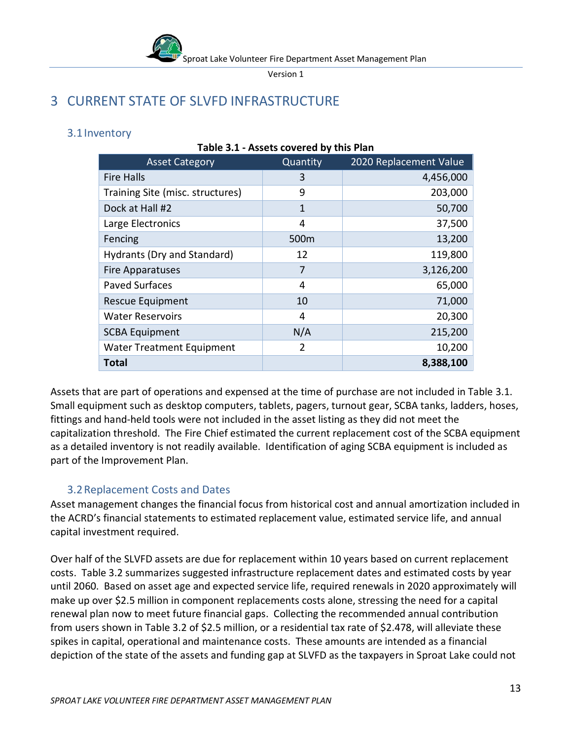# 3 CURRENT STATE OF SLVFD INFRASTRUCTURE

## 3.1 Inventory

**Table 3.1 - Assets covered by this Plan**

| Asset Category | Quantity | 2020 Replacement Value |
|---|---|---|
| Fire Halls | 3 | 4,456,000 |
| Training Site (misc. structures) | 9 | 203,000 |
| Dock at Hall #2 | 1 | 50,700 |
| Large Electronics | 4 | 37,500 |
| Fencing | 500m | 13,200 |
| Hydrants (Dry and Standard) | 12 | 119,800 |
| Fire Apparatuses | 7 | 3,126,200 |
| Paved Surfaces | 4 | 65,000 |
| Rescue Equipment | 10 | 71,000 |
| Water Reservoirs | 4 | 20,300 |
| SCBA Equipment | N/A | 215,200 |
| Water Treatment Equipment | 2 | 10,200 |
| **Total** | | **8,388,100** |

Assets that are part of operations and expensed at the time of purchase are not included in Table 3.1. Small equipment such as desktop computers, tablets, pagers, turnout gear, SCBA tanks, ladders, hoses, fittings and hand-held tools were not included in the asset listing as they did not meet the capitalization threshold. The Fire Chief estimated the current replacement cost of the SCBA equipment as a detailed inventory is not readily available. Identification of aging SCBA equipment is included as part of the Improvement Plan.

## 3.2 Replacement Costs and Dates

Asset management changes the financial focus from historical cost and annual amortization included in the ACRD's financial statements to estimated replacement value, estimated service life, and annual capital investment required.

Over half of the SLVFD assets are due for replacement within 10 years based on current replacement costs. Table 3.2 summarizes suggested infrastructure replacement dates and estimated costs by year until 2060. Based on asset age and expected service life, required renewals in 2020 approximately will make up over $2.5 million in component replacements costs alone, stressing the need for a capital renewal plan now to meet future financial gaps. Collecting the recommended annual contribution from users shown in Table 3.2 of $2.5 million, or a residential tax rate of $2.478, will alleviate these spikes in capital, operational and maintenance costs. These amounts are intended as a financial depiction of the state of the assets and funding gap at SLVFD as the taxpayers in Sproat Lake could not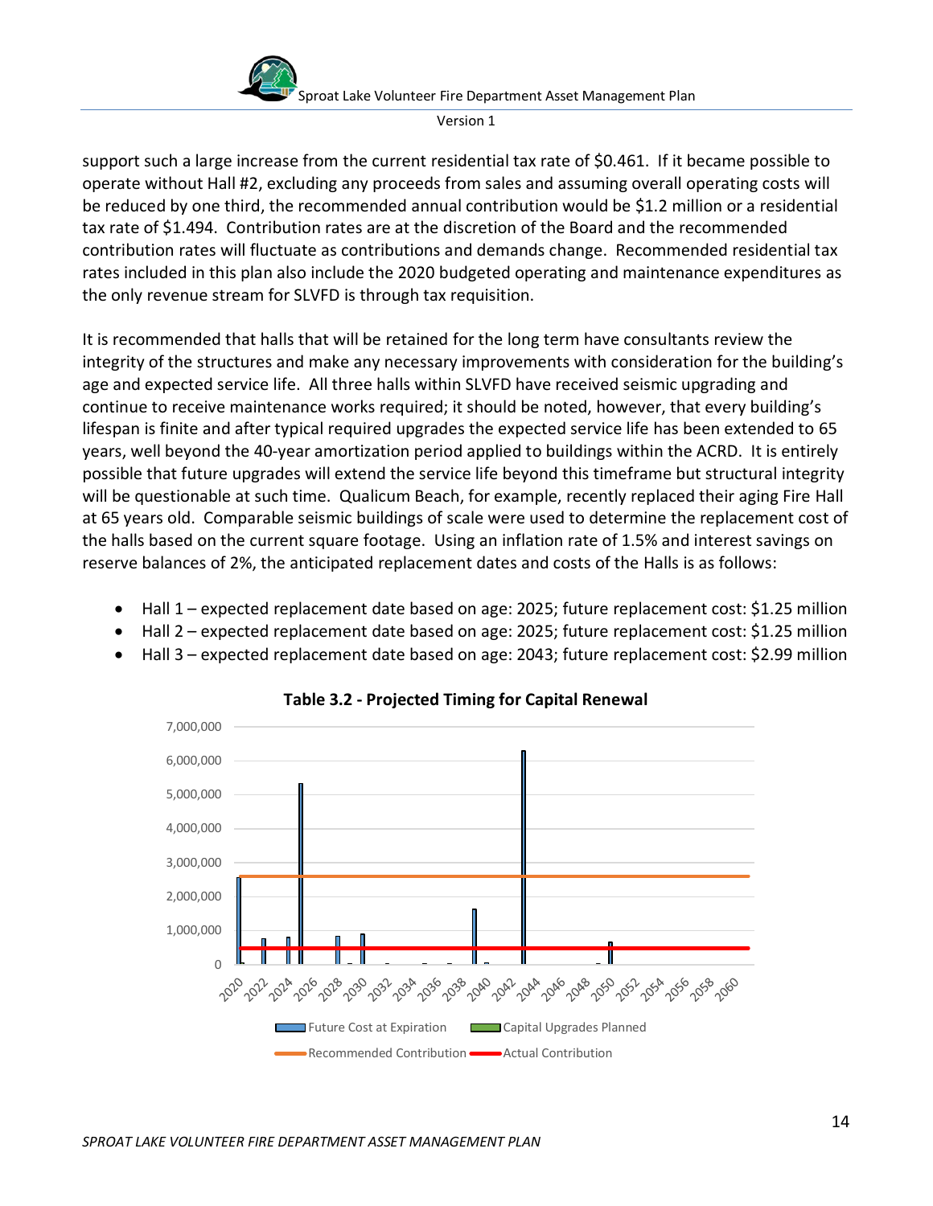support such a large increase from the current residential tax rate of $0.461. If it became possible to operate without Hall #2, excluding any proceeds from sales and assuming overall operating costs will be reduced by one third, the recommended annual contribution would be $1.2 million or a residential tax rate of $1.494. Contribution rates are at the discretion of the Board and the recommended contribution rates will fluctuate as contributions and demands change. Recommended residential tax rates included in this plan also include the 2020 budgeted operating and maintenance expenditures as the only revenue stream for SLVFD is through tax requisition.

It is recommended that halls that will be retained for the long term have consultants review the integrity of the structures and make any necessary improvements with consideration for the building's age and expected service life. All three halls within SLVFD have received seismic upgrading and continue to receive maintenance works required; it should be noted, however, that every building's lifespan is finite and after typical required upgrades the expected service life has been extended to 65 years, well beyond the 40-year amortization period applied to buildings within the ACRD. It is entirely possible that future upgrades will extend the service life beyond this timeframe but structural integrity will be questionable at such time. Qualicum Beach, for example, recently replaced their aging Fire Hall at 65 years old. Comparable seismic buildings of scale were used to determine the replacement cost of the halls based on the current square footage. Using an inflation rate of 1.5% and interest savings on reserve balances of 2%, the anticipated replacement dates and costs of the Halls is as follows:

- Hall 1 – expected replacement date based on age: 2025; future replacement cost: $1.25 million
- Hall 2 – expected replacement date based on age: 2025; future replacement cost: $1.25 million
- Hall 3 – expected replacement date based on age: 2043; future replacement cost: $2.99 million

**Table 3.2 - Projected Timing for Capital Renewal**

Legend: Future Cost at Expiration; Capital Upgrades Planned; Recommended Contribution; Actual Contribution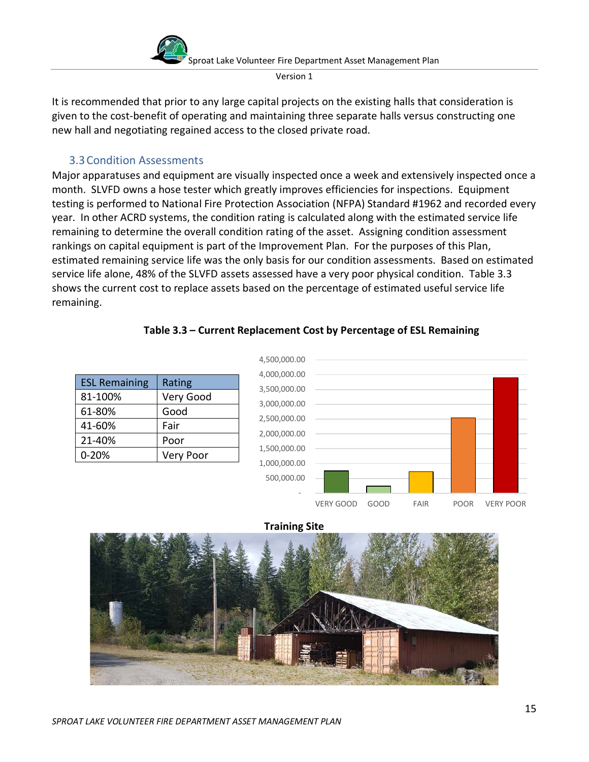It is recommended that prior to any large capital projects on the existing halls that consideration is given to the cost-benefit of operating and maintaining three separate halls versus constructing one new hall and negotiating regained access to the closed private road.

### 3.3 Condition Assessments

Major apparatuses and equipment are visually inspected once a week and extensively inspected once a month. SLVFD owns a hose tester which greatly improves efficiencies for inspections. Equipment testing is performed to National Fire Protection Association (NFPA) Standard #1962 and recorded every year. In other ACRD systems, the condition rating is calculated along with the estimated service life remaining to determine the overall condition rating of the asset. Assigning condition assessment rankings on capital equipment is part of the Improvement Plan. For the purposes of this Plan, estimated remaining service life was the only basis for our condition assessments. Based on estimated service life alone, 48% of the SLVFD assets assessed have a very poor physical condition. Table 3.3 shows the current cost to replace assets based on the percentage of estimated useful service life remaining.

**Table 3.3 – Current Replacement Cost by Percentage of ESL Remaining**

| ESL Remaining | Rating |
|---|---|
| 81-100% | Very Good |
| 61-80% | Good |
| 41-60% | Fair |
| 21-40% | Poor |
| 0-20% | Very Poor |

**Training Site**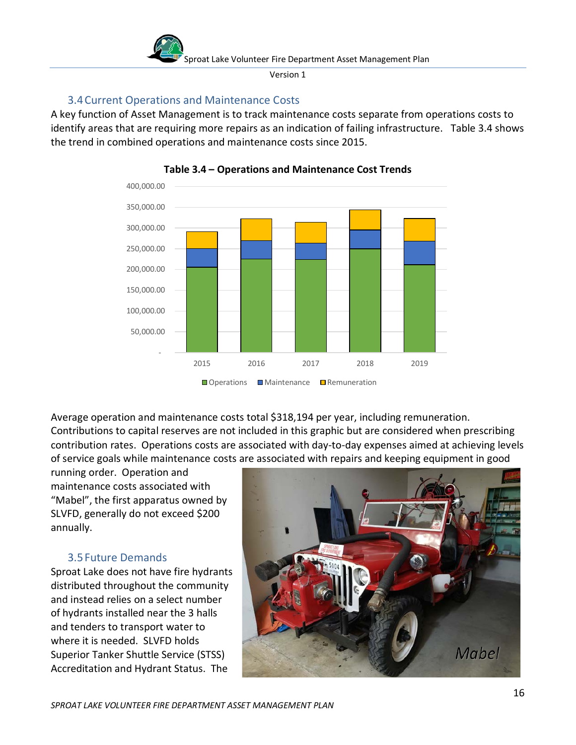## 3.4 Current Operations and Maintenance Costs

A key function of Asset Management is to track maintenance costs separate from operations costs to identify areas that are requiring more repairs as an indication of failing infrastructure. Table 3.4 shows the trend in combined operations and maintenance costs since 2015.

**Table 3.4 – Operations and Maintenance Cost Trends**

Average operation and maintenance costs total $318,194 per year, including remuneration. Contributions to capital reserves are not included in this graphic but are considered when prescribing contribution rates. Operations costs are associated with day-to-day expenses aimed at achieving levels of service goals while maintenance costs are associated with repairs and keeping equipment in good running order. Operation and maintenance costs associated with "Mabel", the first apparatus owned by SLVFD, generally do not exceed $200 annually.

*Mabel*

## 3.5 Future Demands

Sproat Lake does not have fire hydrants distributed throughout the community and instead relies on a select number of hydrants installed near the 3 halls and tenders to transport water to where it is needed. SLVFD holds Superior Tanker Shuttle Service (STSS) Accreditation and Hydrant Status. The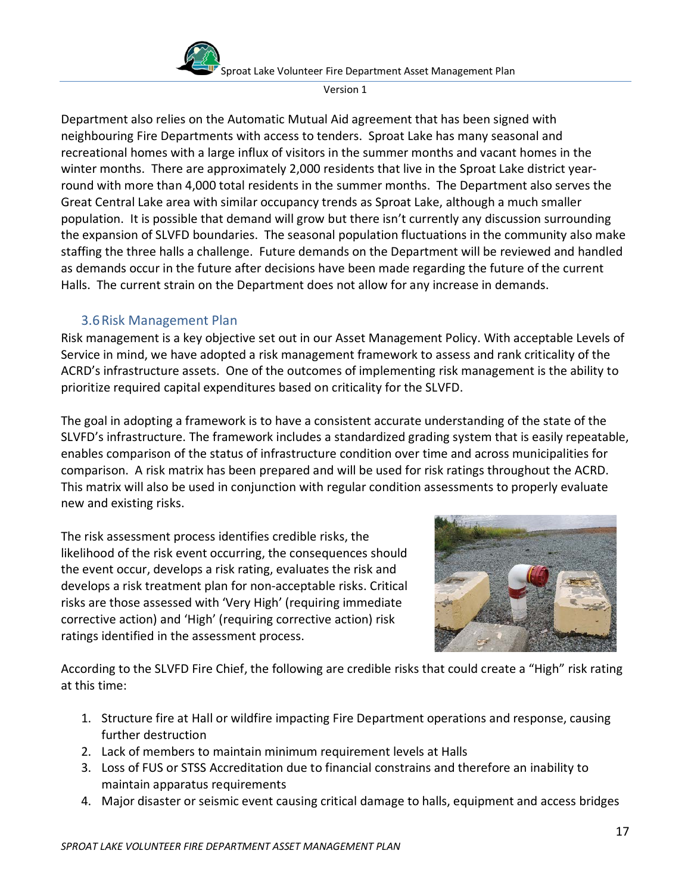Department also relies on the Automatic Mutual Aid agreement that has been signed with neighbouring Fire Departments with access to tenders. Sproat Lake has many seasonal and recreational homes with a large influx of visitors in the summer months and vacant homes in the winter months. There are approximately 2,000 residents that live in the Sproat Lake district year-round with more than 4,000 total residents in the summer months. The Department also serves the Great Central Lake area with similar occupancy trends as Sproat Lake, although a much smaller population. It is possible that demand will grow but there isn't currently any discussion surrounding the expansion of SLVFD boundaries. The seasonal population fluctuations in the community also make staffing the three halls a challenge. Future demands on the Department will be reviewed and handled as demands occur in the future after decisions have been made regarding the future of the current Halls. The current strain on the Department does not allow for any increase in demands.

## 3.6 Risk Management Plan

Risk management is a key objective set out in our Asset Management Policy. With acceptable Levels of Service in mind, we have adopted a risk management framework to assess and rank criticality of the ACRD's infrastructure assets. One of the outcomes of implementing risk management is the ability to prioritize required capital expenditures based on criticality for the SLVFD.

The goal in adopting a framework is to have a consistent accurate understanding of the state of the SLVFD's infrastructure. The framework includes a standardized grading system that is easily repeatable, enables comparison of the status of infrastructure condition over time and across municipalities for comparison. A risk matrix has been prepared and will be used for risk ratings throughout the ACRD. This matrix will also be used in conjunction with regular condition assessments to properly evaluate new and existing risks.

The risk assessment process identifies credible risks, the likelihood of the risk event occurring, the consequences should the event occur, develops a risk rating, evaluates the risk and develops a risk treatment plan for non-acceptable risks. Critical risks are those assessed with 'Very High' (requiring immediate corrective action) and 'High' (requiring corrective action) risk ratings identified in the assessment process.

According to the SLVFD Fire Chief, the following are credible risks that could create a "High" risk rating at this time:

1. Structure fire at Hall or wildfire impacting Fire Department operations and response, causing further destruction
2. Lack of members to maintain minimum requirement levels at Halls
3. Loss of FUS or STSS Accreditation due to financial constrains and therefore an inability to maintain apparatus requirements
4. Major disaster or seismic event causing critical damage to halls, equipment and access bridges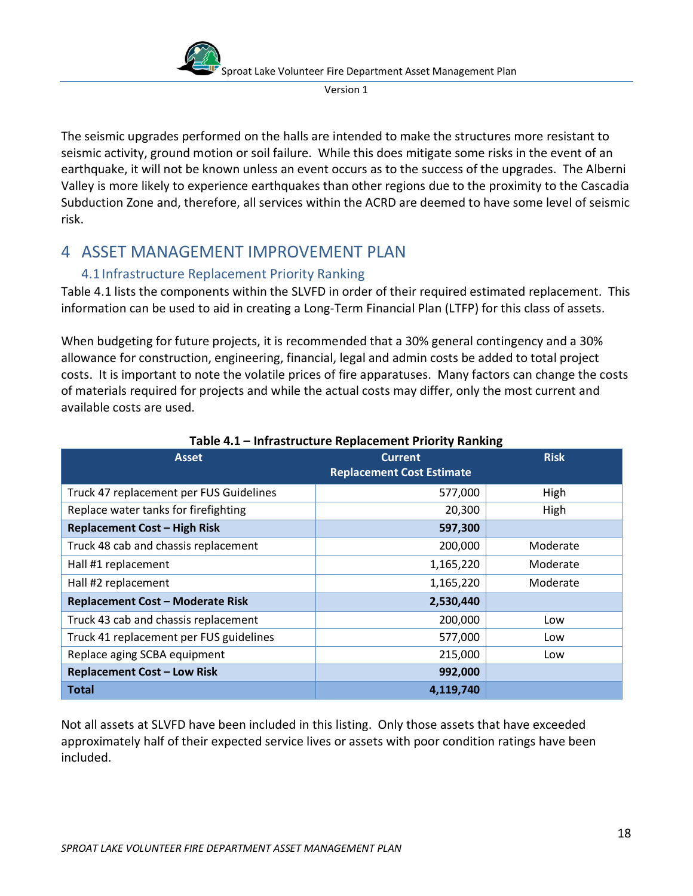The seismic upgrades performed on the halls are intended to make the structures more resistant to seismic activity, ground motion or soil failure. While this does mitigate some risks in the event of an earthquake, it will not be known unless an event occurs as to the success of the upgrades. The Alberni Valley is more likely to experience earthquakes than other regions due to the proximity to the Cascadia Subduction Zone and, therefore, all services within the ACRD are deemed to have some level of seismic risk.

# 4 ASSET MANAGEMENT IMPROVEMENT PLAN

## 4.1 Infrastructure Replacement Priority Ranking

Table 4.1 lists the components within the SLVFD in order of their required estimated replacement. This information can be used to aid in creating a Long-Term Financial Plan (LTFP) for this class of assets.

When budgeting for future projects, it is recommended that a 30% general contingency and a 30% allowance for construction, engineering, financial, legal and admin costs be added to total project costs. It is important to note the volatile prices of fire apparatuses. Many factors can change the costs of materials required for projects and while the actual costs may differ, only the most current and available costs are used.

**Table 4.1 – Infrastructure Replacement Priority Ranking**

| Asset | Current Replacement Cost Estimate | Risk |
|---|---:|:---:|
| Truck 47 replacement per FUS Guidelines | 577,000 | High |
| Replace water tanks for firefighting | 20,300 | High |
| **Replacement Cost – High Risk** | **597,300** | |
| Truck 48 cab and chassis replacement | 200,000 | Moderate |
| Hall #1 replacement | 1,165,220 | Moderate |
| Hall #2 replacement | 1,165,220 | Moderate |
| **Replacement Cost – Moderate Risk** | **2,530,440** | |
| Truck 43 cab and chassis replacement | 200,000 | Low |
| Truck 41 replacement per FUS guidelines | 577,000 | Low |
| Replace aging SCBA equipment | 215,000 | Low |
| **Replacement Cost – Low Risk** | **992,000** | |
| **Total** | **4,119,740** | |

Not all assets at SLVFD have been included in this listing. Only those assets that have exceeded approximately half of their expected service lives or assets with poor condition ratings have been included.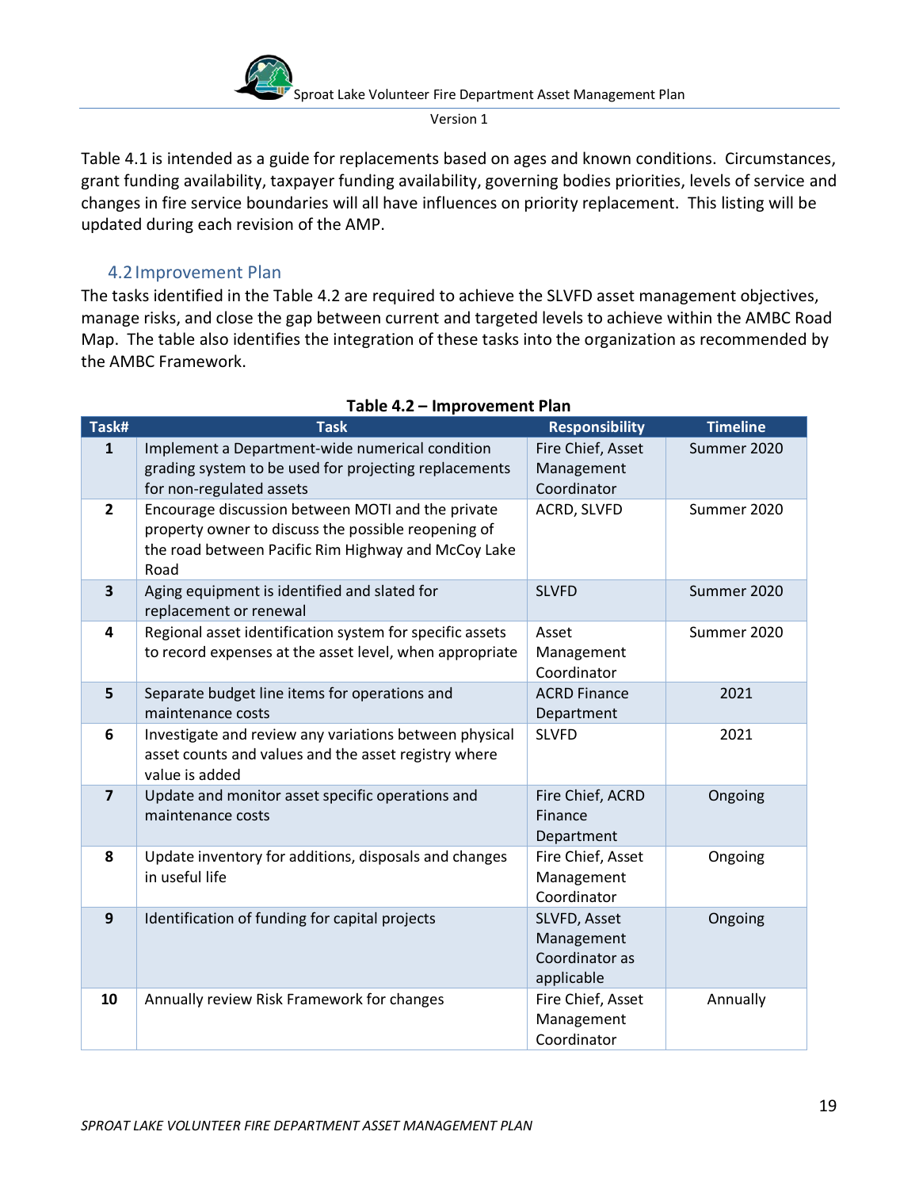Table 4.1 is intended as a guide for replacements based on ages and known conditions. Circumstances, grant funding availability, taxpayer funding availability, governing bodies priorities, levels of service and changes in fire service boundaries will all have influences on priority replacement. This listing will be updated during each revision of the AMP.

## 4.2 Improvement Plan

The tasks identified in the Table 4.2 are required to achieve the SLVFD asset management objectives, manage risks, and close the gap between current and targeted levels to achieve within the AMBC Road Map. The table also identifies the integration of these tasks into the organization as recommended by the AMBC Framework.

**Table 4.2 – Improvement Plan**

| Task# | Task | Responsibility | Timeline |
|---|---|---|---|
| 1 | Implement a Department-wide numerical condition grading system to be used for projecting replacements for non-regulated assets | Fire Chief, Asset Management Coordinator | Summer 2020 |
| 2 | Encourage discussion between MOTI and the private property owner to discuss the possible reopening of the road between Pacific Rim Highway and McCoy Lake Road | ACRD, SLVFD | Summer 2020 |
| 3 | Aging equipment is identified and slated for replacement or renewal | SLVFD | Summer 2020 |
| 4 | Regional asset identification system for specific assets to record expenses at the asset level, when appropriate | Asset Management Coordinator | Summer 2020 |
| 5 | Separate budget line items for operations and maintenance costs | ACRD Finance Department | 2021 |
| 6 | Investigate and review any variations between physical asset counts and values and the asset registry where value is added | SLVFD | 2021 |
| 7 | Update and monitor asset specific operations and maintenance costs | Fire Chief, ACRD Finance Department | Ongoing |
| 8 | Update inventory for additions, disposals and changes in useful life | Fire Chief, Asset Management Coordinator | Ongoing |
| 9 | Identification of funding for capital projects | SLVFD, Asset Management Coordinator as applicable | Ongoing |
| 10 | Annually review Risk Framework for changes | Fire Chief, Asset Management Coordinator | Annually |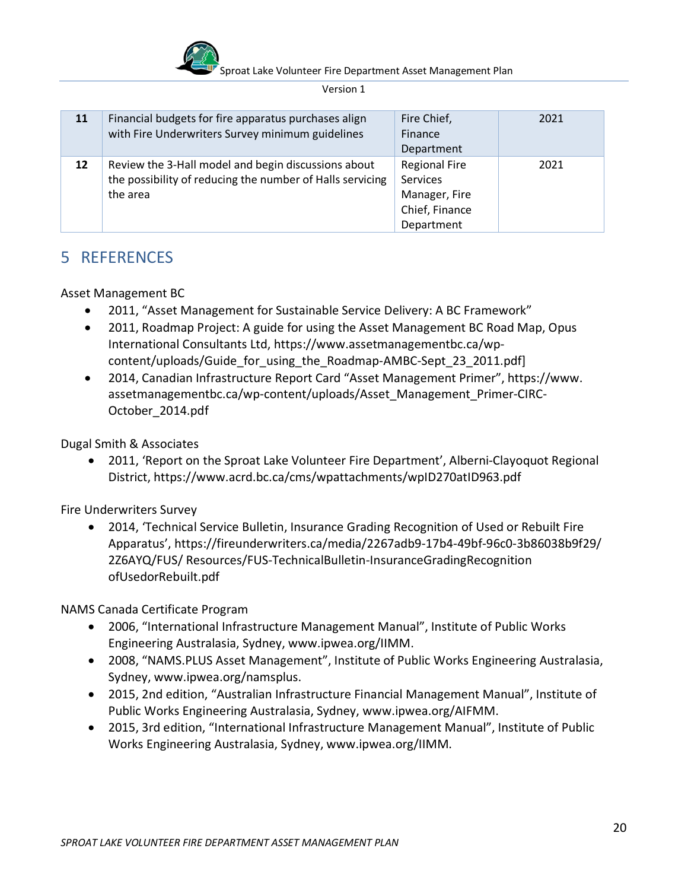| | | | |
|---|---|---|---|
| **11** | Financial budgets for fire apparatus purchases align with Fire Underwriters Survey minimum guidelines | Fire Chief, Finance Department | 2021 |
| **12** | Review the 3-Hall model and begin discussions about the possibility of reducing the number of Halls servicing the area | Regional Fire Services Manager, Fire Chief, Finance Department | 2021 |

# 5 REFERENCES

Asset Management BC

- 2011, "Asset Management for Sustainable Service Delivery: A BC Framework"
- 2011, Roadmap Project: A guide for using the Asset Management BC Road Map, Opus International Consultants Ltd, https://www.assetmanagementbc.ca/wp-content/uploads/Guide_for_using_the_Roadmap-AMBC-Sept_23_2011.pdf]
- 2014, Canadian Infrastructure Report Card "Asset Management Primer", https://www.assetmanagementbc.ca/wp-content/uploads/Asset_Management_Primer-CIRC-October_2014.pdf

Dugal Smith & Associates

- 2011, 'Report on the Sproat Lake Volunteer Fire Department', Alberni-Clayoquot Regional District, https://www.acrd.bc.ca/cms/wpattachments/wpID270atID963.pdf

Fire Underwriters Survey

- 2014, 'Technical Service Bulletin, Insurance Grading Recognition of Used or Rebuilt Fire Apparatus', https://fireunderwriters.ca/media/2267adb9-17b4-49bf-96c0-3b86038b9f29/2Z6AYQ/FUS/ Resources/FUS-TechnicalBulletin-InsuranceGradingRecognition ofUsedorRebuilt.pdf

NAMS Canada Certificate Program

- 2006, "International Infrastructure Management Manual", Institute of Public Works Engineering Australasia, Sydney, www.ipwea.org/IIMM.
- 2008, "NAMS.PLUS Asset Management", Institute of Public Works Engineering Australasia, Sydney, www.ipwea.org/namsplus.
- 2015, 2nd edition, "Australian Infrastructure Financial Management Manual", Institute of Public Works Engineering Australasia, Sydney, www.ipwea.org/AIFMM.
- 2015, 3rd edition, "International Infrastructure Management Manual", Institute of Public Works Engineering Australasia, Sydney, www.ipwea.org/IIMM.